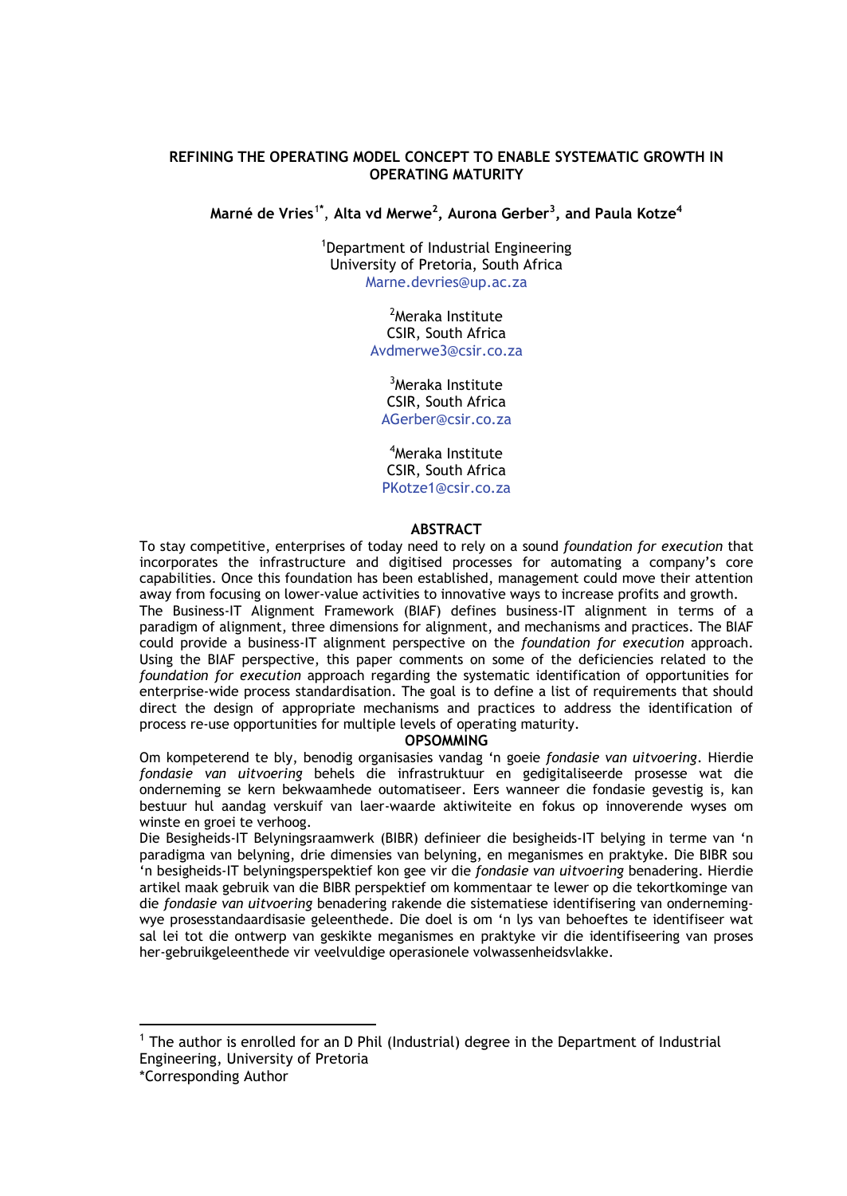# REFINING THE OPERATING MODEL CONCEPT TO ENABLE SYSTEMATIC GROWTH IN OPERATING MATURITY

**Marné de Vries[1*], Alta vd Merwe[2], Aurona Gerber[3], and Paula Kotze[4]**

[1]Department of Industrial Engineering
University of Pretoria, South Africa
Marne.devries@up.ac.za

[2]Meraka Institute
CSIR, South Africa
Avdmerwe3@csir.co.za

[3]Meraka Institute
CSIR, South Africa
AGerber@csir.co.za

[4]Meraka Institute
CSIR, South Africa
PKotze1@csir.co.za

## ABSTRACT

To stay competitive, enterprises of today need to rely on a sound *foundation for execution* that incorporates the infrastructure and digitised processes for automating a company's core capabilities. Once this foundation has been established, management could move their attention away from focusing on lower-value activities to innovative ways to increase profits and growth.

The Business-IT Alignment Framework (BIAF) defines business-IT alignment in terms of a paradigm of alignment, three dimensions for alignment, and mechanisms and practices. The BIAF could provide a business-IT alignment perspective on the *foundation for execution* approach. Using the BIAF perspective, this paper comments on some of the deficiencies related to the *foundation for execution* approach regarding the systematic identification of opportunities for enterprise-wide process standardisation. The goal is to define a list of requirements that should direct the design of appropriate mechanisms and practices to address the identification of process re-use opportunities for multiple levels of operating maturity.

## OPSOMMING

Om kompeterend te bly, benodig organisasies vandag 'n goeie *fondasie van uitvoering*. Hierdie *fondasie van uitvoering* behels die infrastruktuur en gedigitaliseerde prosesse wat die onderneming se kern bekwaamhede automatiseer. Eers wanneer die fondasie gevestig is, kan bestuur hul aandag verskuif van laer-waarde aktiwiteite en fokus op innoverende wyses om winste en groei te verhoog.

Die Besigheids-IT Belyningsraamwerk (BIBR) definieer die besigheids-IT belying in terme van 'n paradigma van belyning, drie dimensies van belyning, en meganismes en praktyke. Die BIBR sou 'n besigheids-IT belyningsperspektief kon gee vir die *fondasie van uitvoering* benadering. Hierdie artikel maak gebruik van die BIBR perspektief om kommentaar te lewer op die tekortkominge van die *fondasie van uitvoering* benadering rakende die sistematiese identifisering van onderneming-wye prosesstandaardisasie geleenthede. Die doel is om 'n lys van behoeftes te identifiseer wat sal lei tot die ontwerp van geskikte meganismes en praktyke vir die identifiseering van proses her-gebruikgeleenthede vir veelvuldige operasionele volwassenheidsvlakke.

---

[1] The author is enrolled for an D Phil (Industrial) degree in the Department of Industrial Engineering, University of Pretoria

*Corresponding Author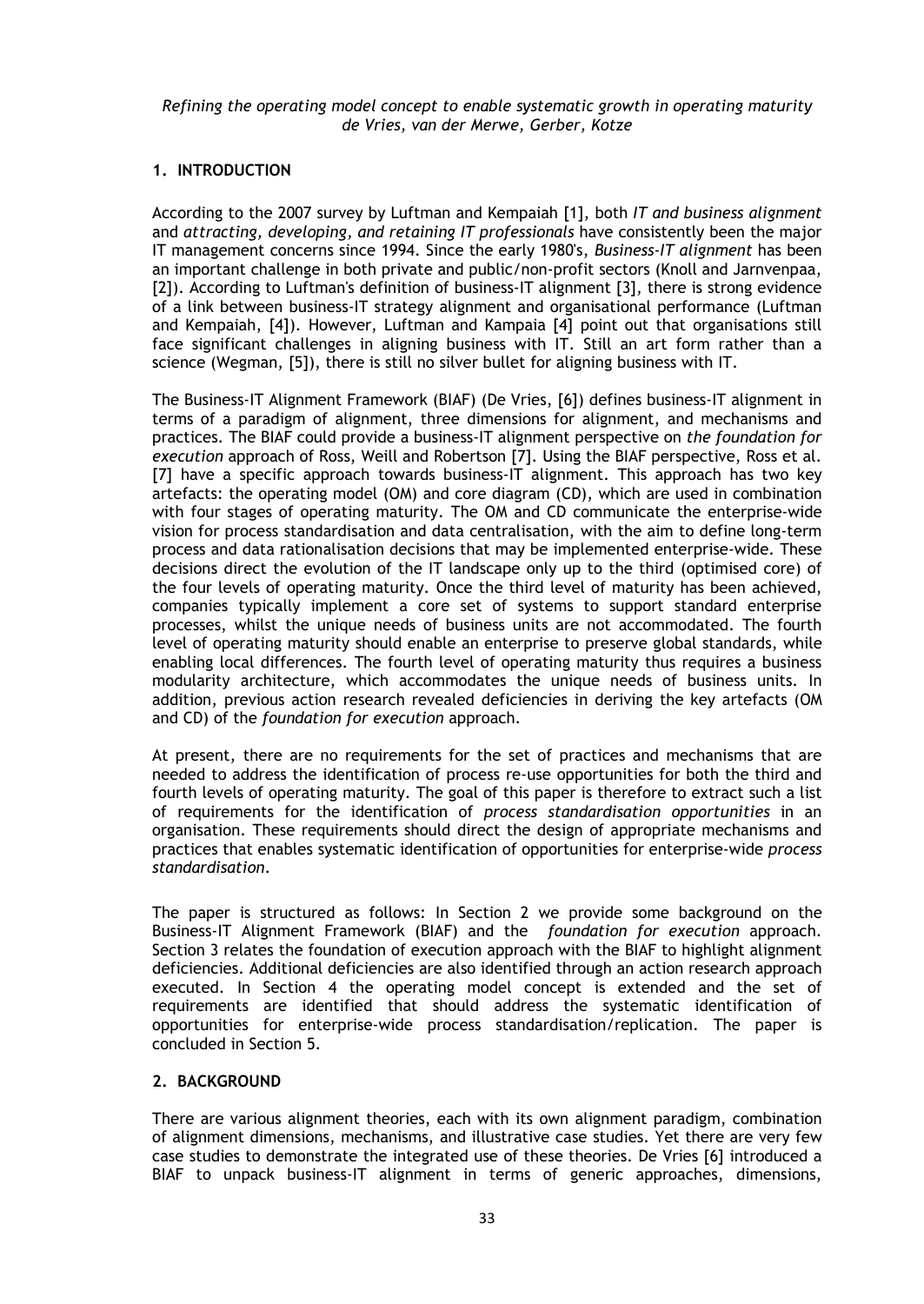## 1. INTRODUCTION

According to the 2007 survey by Luftman and Kempaiah [1], both *IT and business alignment* and *attracting, developing, and retaining IT professionals* have consistently been the major IT management concerns since 1994. Since the early 1980's, *Business-IT alignment* has been an important challenge in both private and public/non-profit sectors (Knoll and Jarnvenpaa, [2]). According to Luftman's definition of business-IT alignment [3], there is strong evidence of a link between business-IT strategy alignment and organisational performance (Luftman and Kempaiah, [4]). However, Luftman and Kampaia [4] point out that organisations still face significant challenges in aligning business with IT. Still an art form rather than a science (Wegman, [5]), there is still no silver bullet for aligning business with IT.

The Business-IT Alignment Framework (BIAF) (De Vries, [6]) defines business-IT alignment in terms of a paradigm of alignment, three dimensions for alignment, and mechanisms and practices. The BIAF could provide a business-IT alignment perspective on *the foundation for execution* approach of Ross, Weill and Robertson [7]. Using the BIAF perspective, Ross et al. [7] have a specific approach towards business-IT alignment. This approach has two key artefacts: the operating model (OM) and core diagram (CD), which are used in combination with four stages of operating maturity. The OM and CD communicate the enterprise-wide vision for process standardisation and data centralisation, with the aim to define long-term process and data rationalisation decisions that may be implemented enterprise-wide. These decisions direct the evolution of the IT landscape only up to the third (optimised core) of the four levels of operating maturity. Once the third level of maturity has been achieved, companies typically implement a core set of systems to support standard enterprise processes, whilst the unique needs of business units are not accommodated. The fourth level of operating maturity should enable an enterprise to preserve global standards, while enabling local differences. The fourth level of operating maturity thus requires a business modularity architecture, which accommodates the unique needs of business units. In addition, previous action research revealed deficiencies in deriving the key artefacts (OM and CD) of the *foundation for execution* approach.

At present, there are no requirements for the set of practices and mechanisms that are needed to address the identification of process re-use opportunities for both the third and fourth levels of operating maturity. The goal of this paper is therefore to extract such a list of requirements for the identification of *process standardisation opportunities* in an organisation. These requirements should direct the design of appropriate mechanisms and practices that enables systematic identification of opportunities for enterprise-wide *process standardisation*.

The paper is structured as follows: In Section 2 we provide some background on the Business-IT Alignment Framework (BIAF) and the *foundation for execution* approach. Section 3 relates the foundation of execution approach with the BIAF to highlight alignment deficiencies. Additional deficiencies are also identified through an action research approach executed. In Section 4 the operating model concept is extended and the set of requirements are identified that should address the systematic identification of opportunities for enterprise-wide process standardisation/replication. The paper is concluded in Section 5.

## 2. BACKGROUND

There are various alignment theories, each with its own alignment paradigm, combination of alignment dimensions, mechanisms, and illustrative case studies. Yet there are very few case studies to demonstrate the integrated use of these theories. De Vries [6] introduced a BIAF to unpack business-IT alignment in terms of generic approaches, dimensions,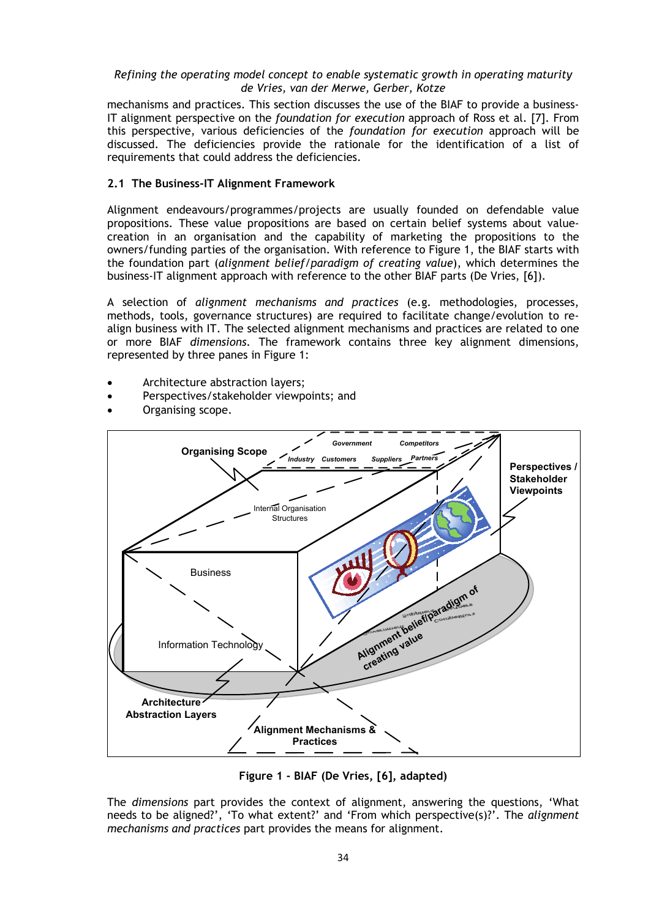mechanisms and practices. This section discusses the use of the BIAF to provide a business-IT alignment perspective on the *foundation for execution* approach of Ross et al. [7]. From this perspective, various deficiencies of the *foundation for execution* approach will be discussed. The deficiencies provide the rationale for the identification of a list of requirements that could address the deficiencies.

### 2.1 The Business-IT Alignment Framework

Alignment endeavours/programmes/projects are usually founded on defendable value propositions. These value propositions are based on certain belief systems about value-creation in an organisation and the capability of marketing the propositions to the owners/funding parties of the organisation. With reference to Figure 1, the BIAF starts with the foundation part (*alignment belief/paradigm of creating value*), which determines the business-IT alignment approach with reference to the other BIAF parts (De Vries, [6]).

A selection of *alignment mechanisms and practices* (e.g. methodologies, processes, methods, tools, governance structures) are required to facilitate change/evolution to re-align business with IT. The selected alignment mechanisms and practices are related to one or more BIAF *dimensions*. The framework contains three key alignment dimensions, represented by three panes in Figure 1:

- Architecture abstraction layers;
- Perspectives/stakeholder viewpoints; and
- Organising scope.

**Figure 1 - BIAF (De Vries, [6], adapted)**

The *dimensions* part provides the context of alignment, answering the questions, 'What needs to be aligned?', 'To what extent?' and 'From which perspective(s)?'. The *alignment mechanisms and practices* part provides the means for alignment.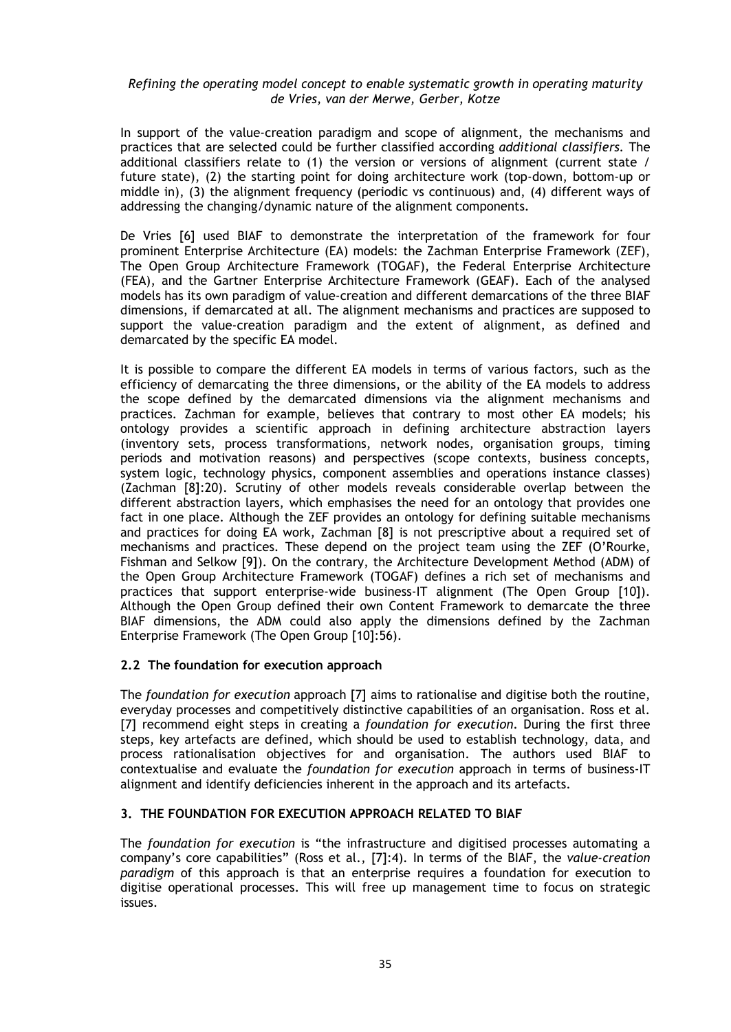In support of the value-creation paradigm and scope of alignment, the mechanisms and practices that are selected could be further classified according *additional classifiers*. The additional classifiers relate to (1) the version or versions of alignment (current state / future state), (2) the starting point for doing architecture work (top-down, bottom-up or middle in), (3) the alignment frequency (periodic vs continuous) and, (4) different ways of addressing the changing/dynamic nature of the alignment components.

De Vries [6] used BIAF to demonstrate the interpretation of the framework for four prominent Enterprise Architecture (EA) models: the Zachman Enterprise Framework (ZEF), The Open Group Architecture Framework (TOGAF), the Federal Enterprise Architecture (FEA), and the Gartner Enterprise Architecture Framework (GEAF). Each of the analysed models has its own paradigm of value-creation and different demarcations of the three BIAF dimensions, if demarcated at all. The alignment mechanisms and practices are supposed to support the value-creation paradigm and the extent of alignment, as defined and demarcated by the specific EA model.

It is possible to compare the different EA models in terms of various factors, such as the efficiency of demarcating the three dimensions, or the ability of the EA models to address the scope defined by the demarcated dimensions via the alignment mechanisms and practices. Zachman for example, believes that contrary to most other EA models; his ontology provides a scientific approach in defining architecture abstraction layers (inventory sets, process transformations, network nodes, organisation groups, timing periods and motivation reasons) and perspectives (scope contexts, business concepts, system logic, technology physics, component assemblies and operations instance classes) (Zachman [8]:20). Scrutiny of other models reveals considerable overlap between the different abstraction layers, which emphasises the need for an ontology that provides one fact in one place. Although the ZEF provides an ontology for defining suitable mechanisms and practices for doing EA work, Zachman [8] is not prescriptive about a required set of mechanisms and practices. These depend on the project team using the ZEF (O'Rourke, Fishman and Selkow [9]). On the contrary, the Architecture Development Method (ADM) of the Open Group Architecture Framework (TOGAF) defines a rich set of mechanisms and practices that support enterprise-wide business-IT alignment (The Open Group [10]). Although the Open Group defined their own Content Framework to demarcate the three BIAF dimensions, the ADM could also apply the dimensions defined by the Zachman Enterprise Framework (The Open Group [10]:56).

### 2.2 The foundation for execution approach

The *foundation for execution* approach [7] aims to rationalise and digitise both the routine, everyday processes and competitively distinctive capabilities of an organisation. Ross et al. [7] recommend eight steps in creating a *foundation for execution*. During the first three steps, key artefacts are defined, which should be used to establish technology, data, and process rationalisation objectives for and organisation. The authors used BIAF to contextualise and evaluate the *foundation for execution* approach in terms of business-IT alignment and identify deficiencies inherent in the approach and its artefacts.

## 3. THE FOUNDATION FOR EXECUTION APPROACH RELATED TO BIAF

The *foundation for execution* is "the infrastructure and digitised processes automating a company's core capabilities" (Ross et al., [7]:4). In terms of the BIAF, the *value-creation paradigm* of this approach is that an enterprise requires a foundation for execution to digitise operational processes. This will free up management time to focus on strategic issues.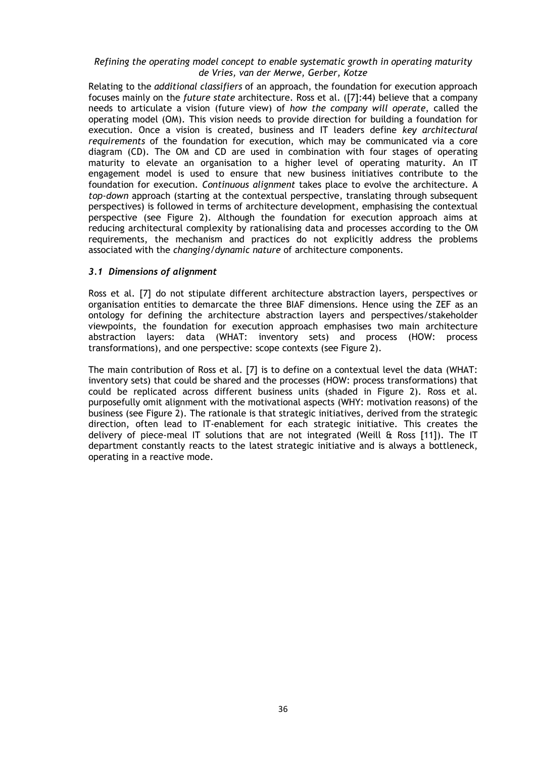Relating to the *additional classifiers* of an approach, the foundation for execution approach focuses mainly on the *future state* architecture. Ross et al. ([7]:44) believe that a company needs to articulate a vision (future view) of *how the company will operate*, called the operating model (OM). This vision needs to provide direction for building a foundation for execution. Once a vision is created, business and IT leaders define *key architectural requirements* of the foundation for execution, which may be communicated via a core diagram (CD). The OM and CD are used in combination with four stages of operating maturity to elevate an organisation to a higher level of operating maturity. An IT engagement model is used to ensure that new business initiatives contribute to the foundation for execution. *Continuous alignment* takes place to evolve the architecture. A *top-down* approach (starting at the contextual perspective, translating through subsequent perspectives) is followed in terms of architecture development, emphasising the contextual perspective (see Figure 2). Although the foundation for execution approach aims at reducing architectural complexity by rationalising data and processes according to the OM requirements, the mechanism and practices do not explicitly address the problems associated with the *changing/dynamic nature* of architecture components.

### *3.1 Dimensions of alignment*

Ross et al. [7] do not stipulate different architecture abstraction layers, perspectives or organisation entities to demarcate the three BIAF dimensions. Hence using the ZEF as an ontology for defining the architecture abstraction layers and perspectives/stakeholder viewpoints, the foundation for execution approach emphasises two main architecture abstraction layers: data (WHAT: inventory sets) and process (HOW: process transformations), and one perspective: scope contexts (see Figure 2).

The main contribution of Ross et al. [7] is to define on a contextual level the data (WHAT: inventory sets) that could be shared and the processes (HOW: process transformations) that could be replicated across different business units (shaded in Figure 2). Ross et al. purposefully omit alignment with the motivational aspects (WHY: motivation reasons) of the business (see Figure 2). The rationale is that strategic initiatives, derived from the strategic direction, often lead to IT-enablement for each strategic initiative. This creates the delivery of piece-meal IT solutions that are not integrated (Weill & Ross [11]). The IT department constantly reacts to the latest strategic initiative and is always a bottleneck, operating in a reactive mode.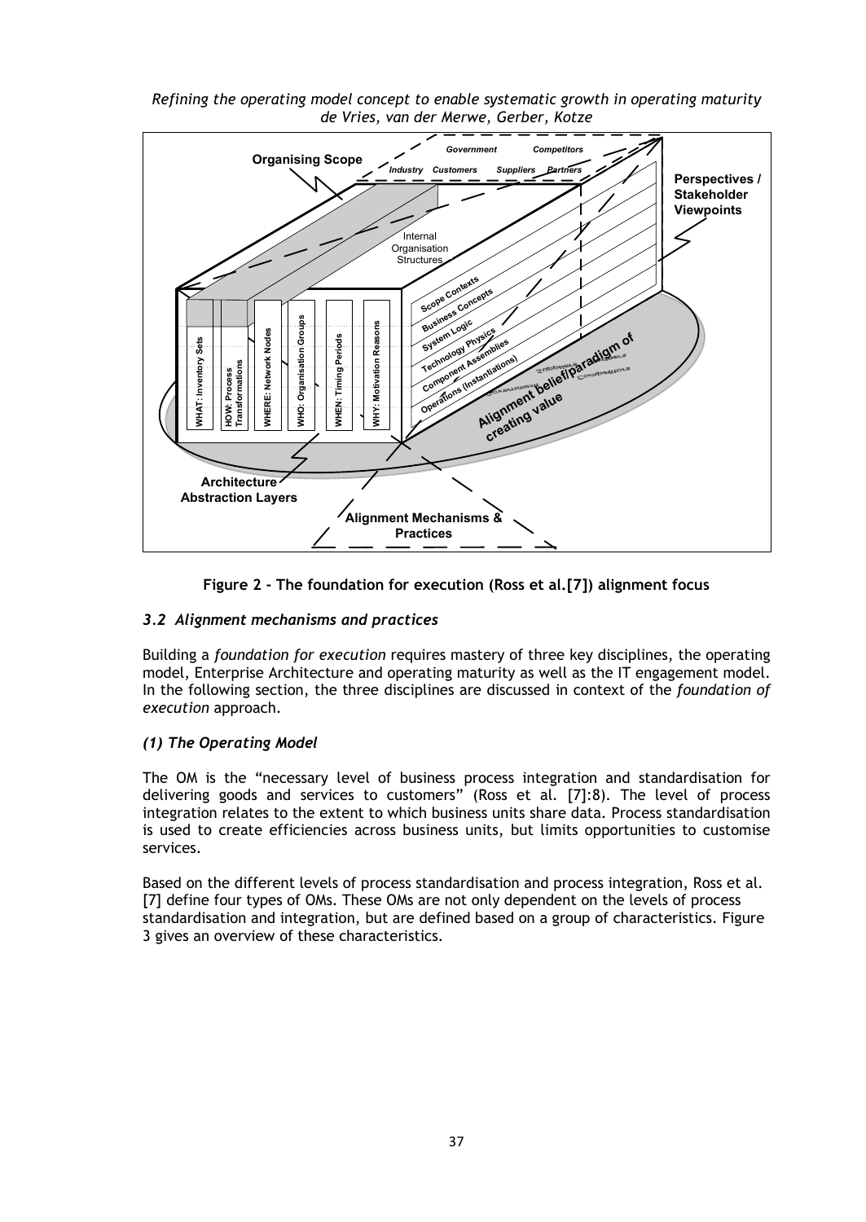**Figure 2 - The foundation for execution (Ross et al.[7]) alignment focus**

### *3.2 Alignment mechanisms and practices*

Building a *foundation for execution* requires mastery of three key disciplines, the operating model, Enterprise Architecture and operating maturity as well as the IT engagement model. In the following section, the three disciplines are discussed in context of the *foundation of execution* approach.

### *(1) The Operating Model*

The OM is the "necessary level of business process integration and standardisation for delivering goods and services to customers" (Ross et al. [7]:8). The level of process integration relates to the extent to which business units share data. Process standardisation is used to create efficiencies across business units, but limits opportunities to customise services.

Based on the different levels of process standardisation and process integration, Ross et al. [7] define four types of OMs. These OMs are not only dependent on the levels of process standardisation and integration, but are defined based on a group of characteristics. Figure 3 gives an overview of these characteristics.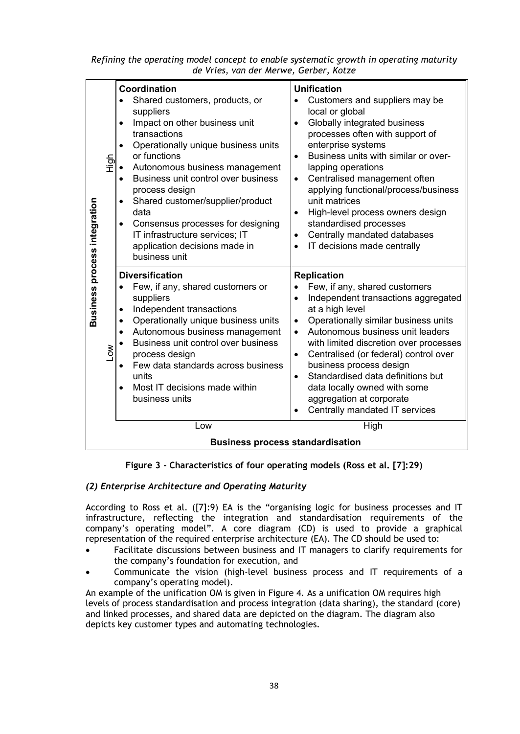| Business process integration | | Low — Business process standardisation | High — Business process standardisation |
|---|---|---|---|
| | High | **Coordination**<br>• Shared customers, products, or suppliers<br>• Impact on other business unit transactions<br>• Operationally unique business units or functions<br>• Autonomous business management<br>• Business unit control over business process design<br>• Shared customer/supplier/product data<br>• Consensus processes for designing IT infrastructure services; IT application decisions made in business unit | **Unification**<br>• Customers and suppliers may be local or global<br>• Globally integrated business processes often with support of enterprise systems<br>• Business units with similar or over-lapping operations<br>• Centralised management often applying functional/process/business unit matrices<br>• High-level process owners design standardised processes<br>• Centrally mandated databases<br>• IT decisions made centrally |
| | Low | **Diversification**<br>• Few, if any, shared customers or suppliers<br>• Independent transactions<br>• Operationally unique business units<br>• Autonomous business management<br>• Business unit control over business process design<br>• Few data standards across business units<br>• Most IT decisions made within business units | **Replication**<br>• Few, if any, shared customers<br>• Independent transactions aggregated at a high level<br>• Operationally similar business units<br>• Autonomous business unit leaders with limited discretion over processes<br>• Centralised (or federal) control over business process design<br>• Standardised data definitions but data locally owned with some aggregation at corporate<br>• Centrally mandated IT services |

**Figure 3 - Characteristics of four operating models (Ross et al. [7]:29)**

### *(2) Enterprise Architecture and Operating Maturity*

According to Ross et al. ([7]:9) EA is the "organising logic for business processes and IT infrastructure, reflecting the integration and standardisation requirements of the company's operating model". A core diagram (CD) is used to provide a graphical representation of the required enterprise architecture (EA). The CD should be used to:

- Facilitate discussions between business and IT managers to clarify requirements for the company's foundation for execution, and
- Communicate the vision (high-level business process and IT requirements of a company's operating model).

An example of the unification OM is given in Figure 4. As a unification OM requires high levels of process standardisation and process integration (data sharing), the standard (core) and linked processes, and shared data are depicted on the diagram. The diagram also depicts key customer types and automating technologies.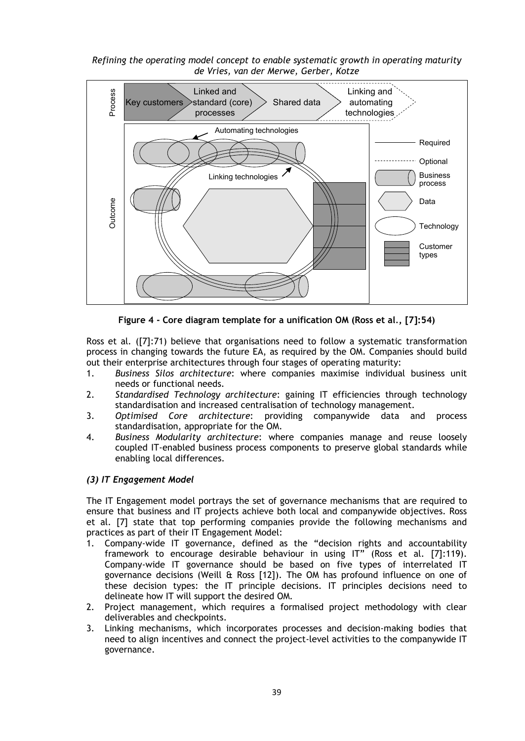**Figure 4 - Core diagram template for a unification OM (Ross et al., [7]:54)**

Ross et al. ([7]:71) believe that organisations need to follow a systematic transformation process in changing towards the future EA, as required by the OM. Companies should build out their enterprise architectures through four stages of operating maturity:

1. *Business Silos architecture*: where companies maximise individual business unit needs or functional needs.
2. *Standardised Technology architecture*: gaining IT efficiencies through technology standardisation and increased centralisation of technology management.
3. *Optimised Core architecture*: providing companywide data and process standardisation, appropriate for the OM.
4. *Business Modularity architecture*: where companies manage and reuse loosely coupled IT-enabled business process components to preserve global standards while enabling local differences.

### *(3) IT Engagement Model*

The IT Engagement model portrays the set of governance mechanisms that are required to ensure that business and IT projects achieve both local and companywide objectives. Ross et al. [7] state that top performing companies provide the following mechanisms and practices as part of their IT Engagement Model:

1. Company-wide IT governance, defined as the "decision rights and accountability framework to encourage desirable behaviour in using IT" (Ross et al. [7]:119). Company-wide IT governance should be based on five types of interrelated IT governance decisions (Weill & Ross [12]). The OM has profound influence on one of these decision types: the IT principle decisions. IT principles decisions need to delineate how IT will support the desired OM.
2. Project management, which requires a formalised project methodology with clear deliverables and checkpoints.
3. Linking mechanisms, which incorporates processes and decision-making bodies that need to align incentives and connect the project-level activities to the companywide IT governance.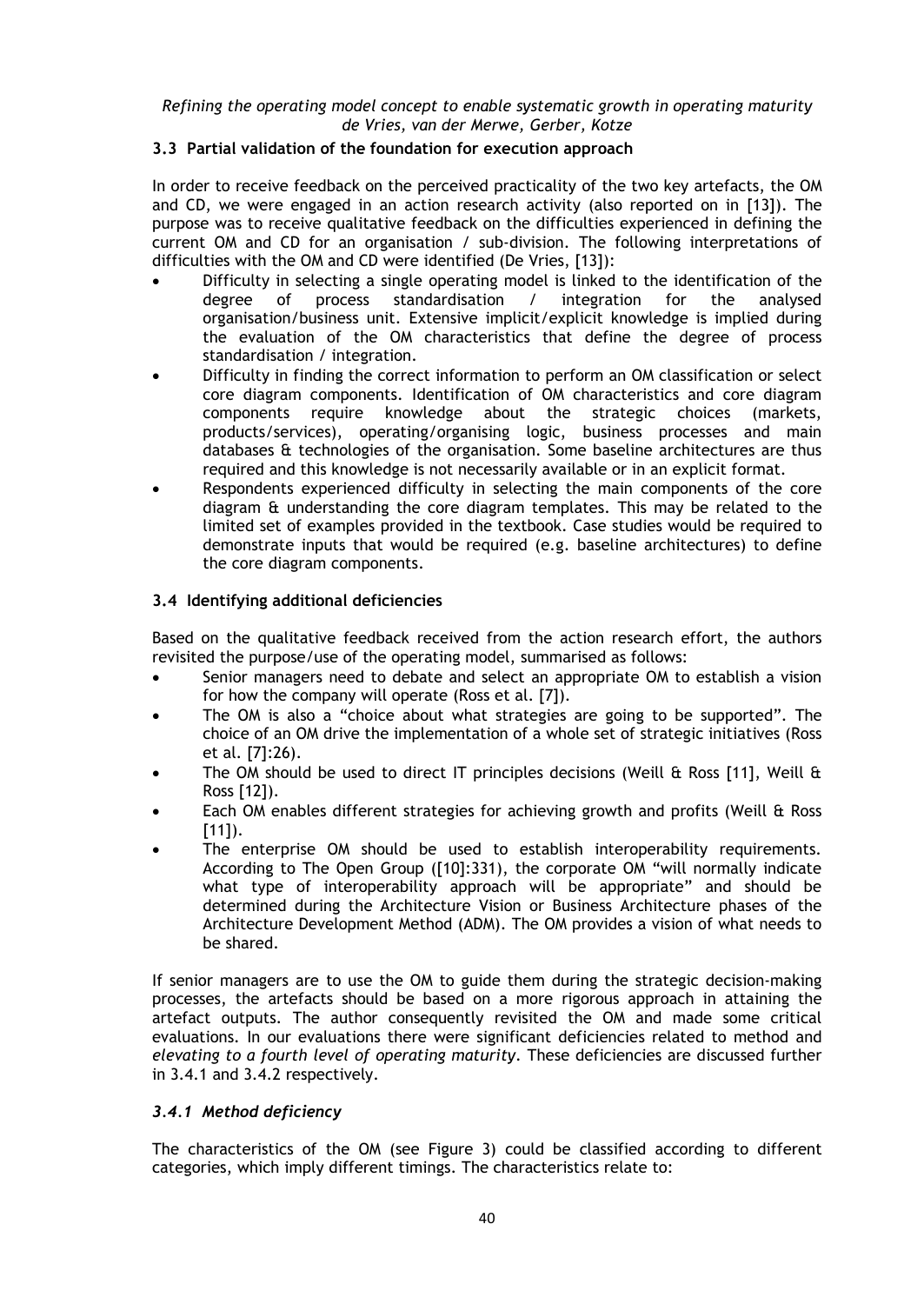### 3.3 Partial validation of the foundation for execution approach

In order to receive feedback on the perceived practicality of the two key artefacts, the OM and CD, we were engaged in an action research activity (also reported on in [13]). The purpose was to receive qualitative feedback on the difficulties experienced in defining the current OM and CD for an organisation / sub-division. The following interpretations of difficulties with the OM and CD were identified (De Vries, [13]):

- Difficulty in selecting a single operating model is linked to the identification of the degree of process standardisation / integration for the analysed organisation/business unit. Extensive implicit/explicit knowledge is implied during the evaluation of the OM characteristics that define the degree of process standardisation / integration.
- Difficulty in finding the correct information to perform an OM classification or select core diagram components. Identification of OM characteristics and core diagram components require knowledge about the strategic choices (markets, products/services), operating/organising logic, business processes and main databases & technologies of the organisation. Some baseline architectures are thus required and this knowledge is not necessarily available or in an explicit format.
- Respondents experienced difficulty in selecting the main components of the core diagram & understanding the core diagram templates. This may be related to the limited set of examples provided in the textbook. Case studies would be required to demonstrate inputs that would be required (e.g. baseline architectures) to define the core diagram components.

### 3.4 Identifying additional deficiencies

Based on the qualitative feedback received from the action research effort, the authors revisited the purpose/use of the operating model, summarised as follows:

- Senior managers need to debate and select an appropriate OM to establish a vision for how the company will operate (Ross et al. [7]).
- The OM is also a "choice about what strategies are going to be supported". The choice of an OM drive the implementation of a whole set of strategic initiatives (Ross et al. [7]:26).
- The OM should be used to direct IT principles decisions (Weill & Ross [11], Weill & Ross [12]).
- Each OM enables different strategies for achieving growth and profits (Weill & Ross [11]).
- The enterprise OM should be used to establish interoperability requirements. According to The Open Group ([10]:331), the corporate OM "will normally indicate what type of interoperability approach will be appropriate" and should be determined during the Architecture Vision or Business Architecture phases of the Architecture Development Method (ADM). The OM provides a vision of what needs to be shared.

If senior managers are to use the OM to guide them during the strategic decision-making processes, the artefacts should be based on a more rigorous approach in attaining the artefact outputs. The author consequently revisited the OM and made some critical evaluations. In our evaluations there were significant deficiencies related to method and *elevating to a fourth level of operating maturity*. These deficiencies are discussed further in 3.4.1 and 3.4.2 respectively.

#### *3.4.1 Method deficiency*

The characteristics of the OM (see Figure 3) could be classified according to different categories, which imply different timings. The characteristics relate to: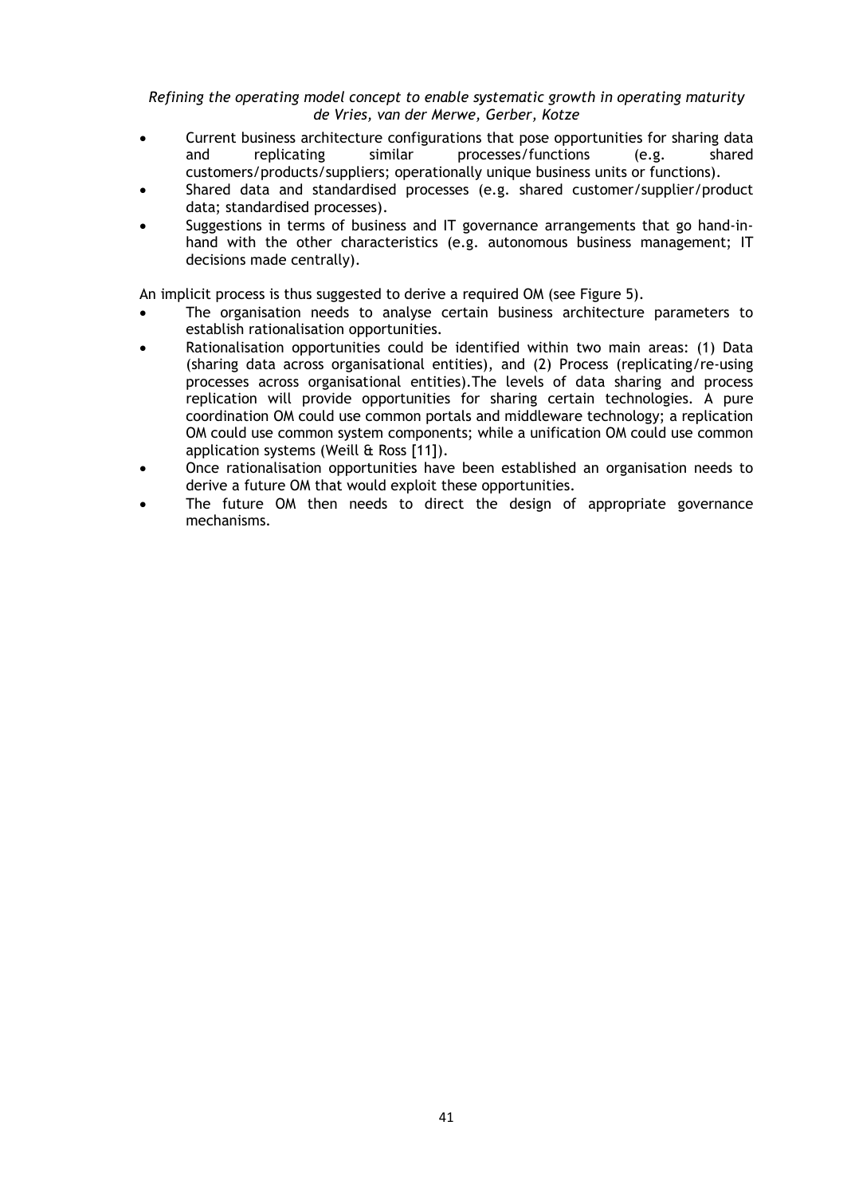- Current business architecture configurations that pose opportunities for sharing data and replicating similar processes/functions (e.g. shared customers/products/suppliers; operationally unique business units or functions).
- Shared data and standardised processes (e.g. shared customer/supplier/product data; standardised processes).
- Suggestions in terms of business and IT governance arrangements that go hand-in-hand with the other characteristics (e.g. autonomous business management; IT decisions made centrally).

An implicit process is thus suggested to derive a required OM (see Figure 5).

- The organisation needs to analyse certain business architecture parameters to establish rationalisation opportunities.
- Rationalisation opportunities could be identified within two main areas: (1) Data (sharing data across organisational entities), and (2) Process (replicating/re-using processes across organisational entities).The levels of data sharing and process replication will provide opportunities for sharing certain technologies. A pure coordination OM could use common portals and middleware technology; a replication OM could use common system components; while a unification OM could use common application systems (Weill & Ross [11]).
- Once rationalisation opportunities have been established an organisation needs to derive a future OM that would exploit these opportunities.
- The future OM then needs to direct the design of appropriate governance mechanisms.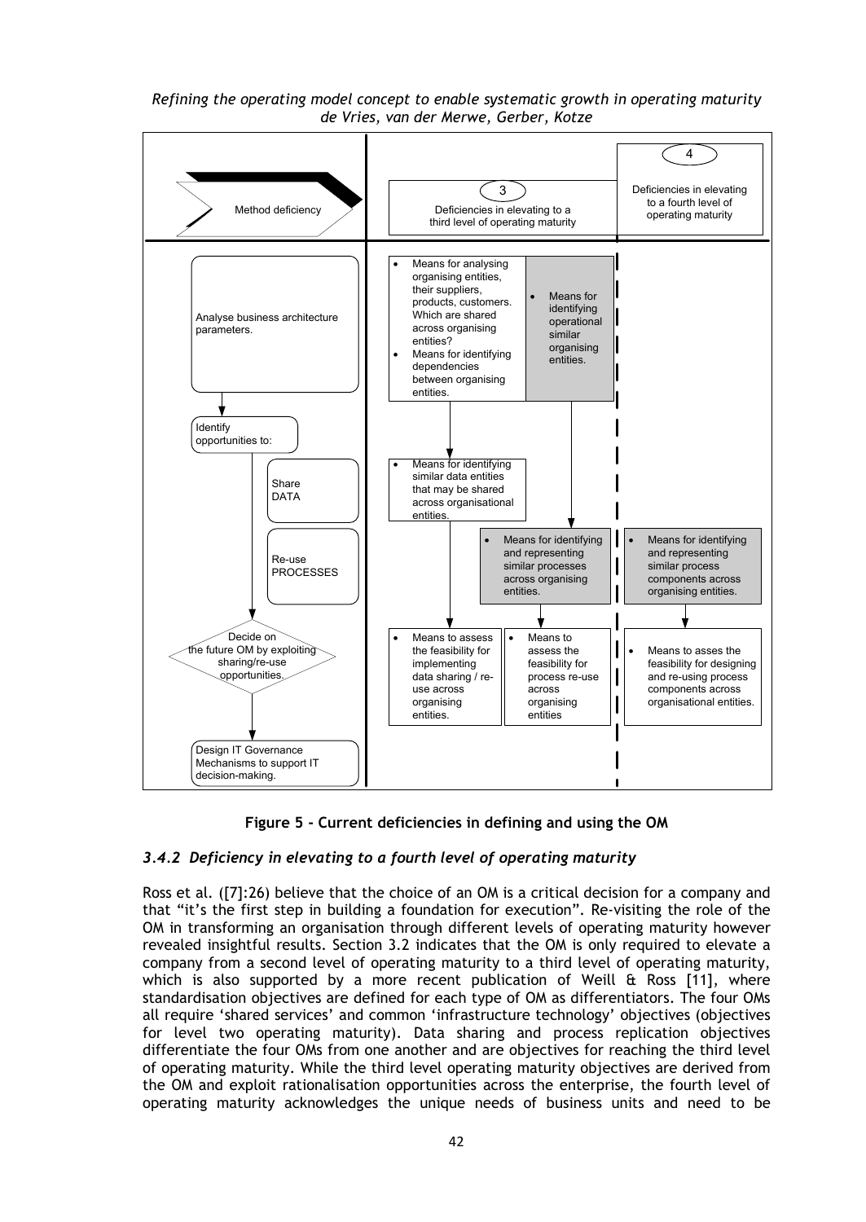| Method deficiency | 3 Deficiencies in elevating to a third level of operating maturity | | 4 Deficiencies in elevating to a fourth level of operating maturity |
|---|---|---|---|
| Analyse business architecture parameters. | • Means for analysing organising entities, their suppliers, products, customers. Which are shared across organising entities? • Means for identifying dependencies between organising entities. | • Means for identifying operational similar organising entities. | |
| Identify opportunities to: Share DATA | • Means for identifying similar data entities that may be shared across organisational entities. | | |
| Re-use PROCESSES | | • Means for identifying and representing similar processes across organising entities. | • Means for identifying and representing similar process components across organising entities. |
| Decide on the future OM by exploiting sharing/re-use opportunities. | • Means to assess the feasibility for implementing data sharing / re-use across organising entities. | • Means to assess the feasibility for process re-use across organising entities | • Means to asses the feasibility for designing and re-using process components across organisational entities. |
| Design IT Governance Mechanisms to support IT decision-making. | | | |

**Figure 5 - Current deficiencies in defining and using the OM**

### *3.4.2 Deficiency in elevating to a fourth level of operating maturity*

Ross et al. ([7]:26) believe that the choice of an OM is a critical decision for a company and that "it's the first step in building a foundation for execution". Re-visiting the role of the OM in transforming an organisation through different levels of operating maturity however revealed insightful results. Section 3.2 indicates that the OM is only required to elevate a company from a second level of operating maturity to a third level of operating maturity, which is also supported by a more recent publication of Weill & Ross [11], where standardisation objectives are defined for each type of OM as differentiators. The four OMs all require 'shared services' and common 'infrastructure technology' objectives (objectives for level two operating maturity). Data sharing and process replication objectives differentiate the four OMs from one another and are objectives for reaching the third level of operating maturity. While the third level operating maturity objectives are derived from the OM and exploit rationalisation opportunities across the enterprise, the fourth level of operating maturity acknowledges the unique needs of business units and need to be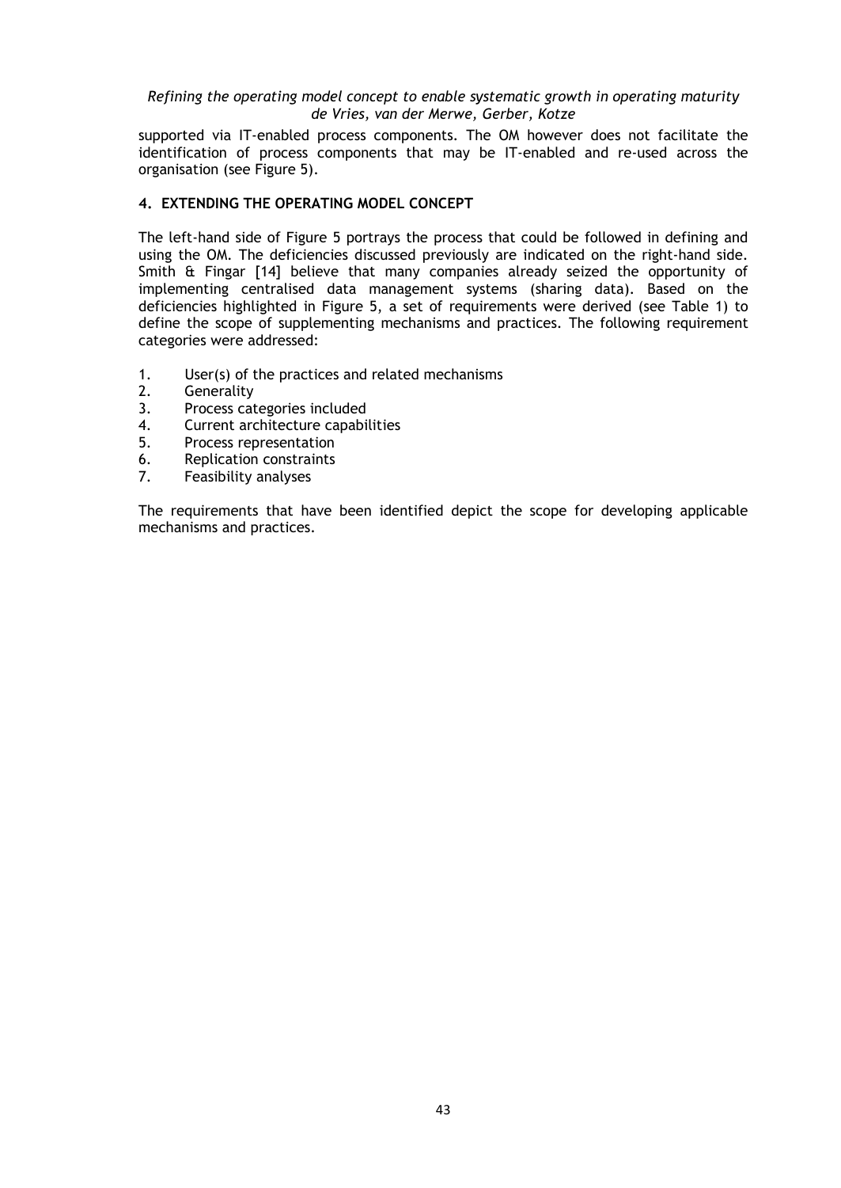supported via IT-enabled process components. The OM however does not facilitate the identification of process components that may be IT-enabled and re-used across the organisation (see Figure 5).

## 4. EXTENDING THE OPERATING MODEL CONCEPT

The left-hand side of Figure 5 portrays the process that could be followed in defining and using the OM. The deficiencies discussed previously are indicated on the right-hand side. Smith & Fingar [14] believe that many companies already seized the opportunity of implementing centralised data management systems (sharing data). Based on the deficiencies highlighted in Figure 5, a set of requirements were derived (see Table 1) to define the scope of supplementing mechanisms and practices. The following requirement categories were addressed:

1. User(s) of the practices and related mechanisms
2. Generality
3. Process categories included
4. Current architecture capabilities
5. Process representation
6. Replication constraints
7. Feasibility analyses

The requirements that have been identified depict the scope for developing applicable mechanisms and practices.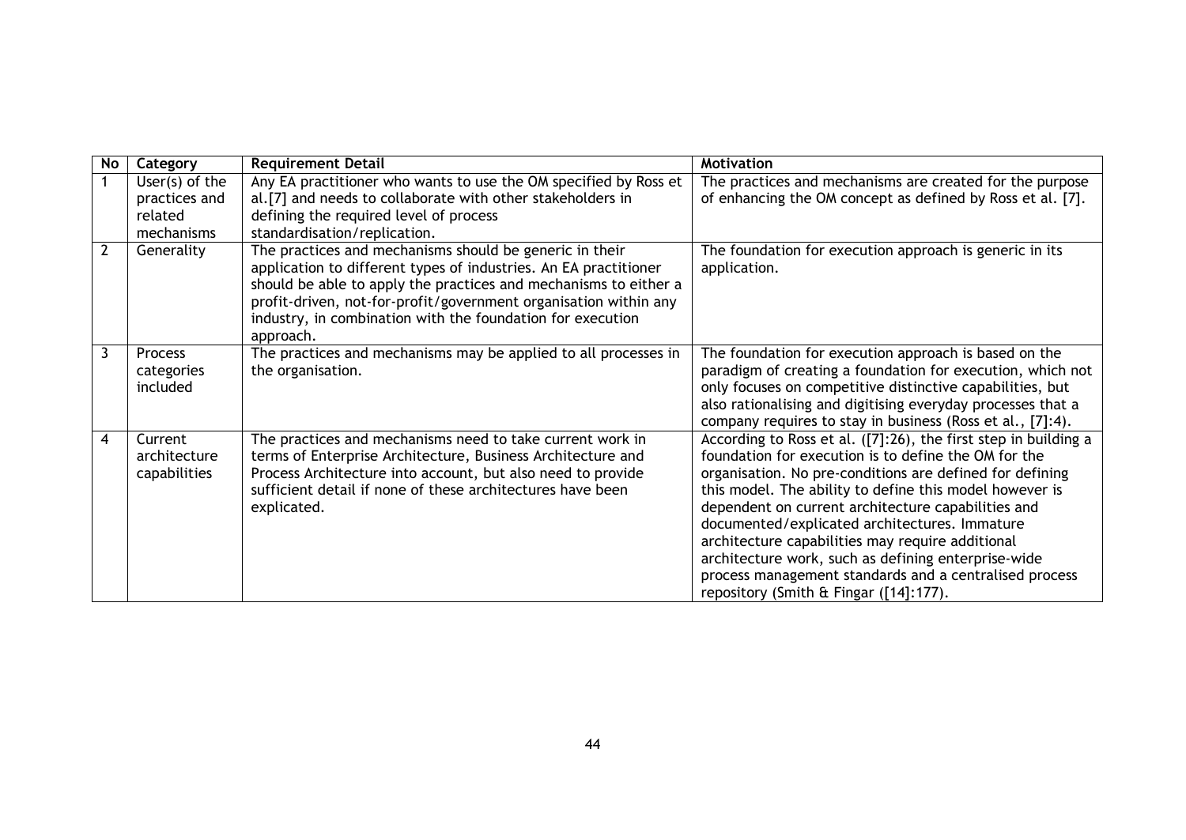| No | Category | Requirement Detail | Motivation |
| --- | --- | --- | --- |
| 1 | User(s) of the practices and related mechanisms | Any EA practitioner who wants to use the OM specified by Ross et al.[7] and needs to collaborate with other stakeholders in defining the required level of process standardisation/replication. | The practices and mechanisms are created for the purpose of enhancing the OM concept as defined by Ross et al. [7]. |
| 2 | Generality | The practices and mechanisms should be generic in their application to different types of industries. An EA practitioner should be able to apply the practices and mechanisms to either a profit-driven, not-for-profit/government organisation within any industry, in combination with the foundation for execution approach. | The foundation for execution approach is generic in its application. |
| 3 | Process categories included | The practices and mechanisms may be applied to all processes in the organisation. | The foundation for execution approach is based on the paradigm of creating a foundation for execution, which not only focuses on competitive distinctive capabilities, but also rationalising and digitising everyday processes that a company requires to stay in business (Ross et al., [7]:4). |
| 4 | Current architecture capabilities | The practices and mechanisms need to take current work in terms of Enterprise Architecture, Business Architecture and Process Architecture into account, but also need to provide sufficient detail if none of these architectures have been explicated. | According to Ross et al. ([7]:26), the first step in building a foundation for execution is to define the OM for the organisation. No pre-conditions are defined for defining this model. The ability to define this model however is dependent on current architecture capabilities and documented/explicated architectures. Immature architecture capabilities may require additional architecture work, such as defining enterprise-wide process management standards and a centralised process repository (Smith & Fingar ([14]:177). |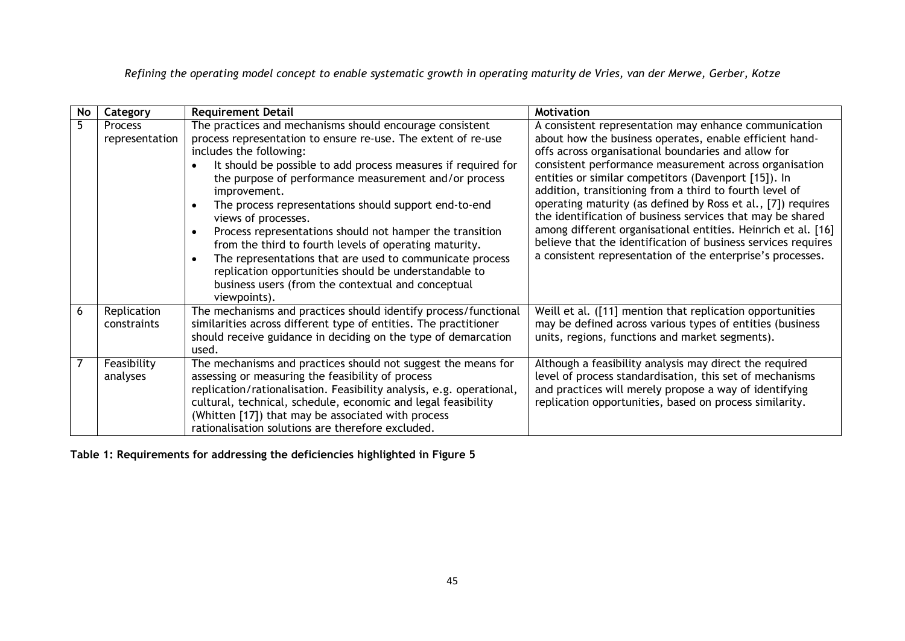| No | Category | Requirement Detail | Motivation |
|---|---|---|---|
| 5 | Process representation | The practices and mechanisms should encourage consistent process representation to ensure re-use. The extent of re-use includes the following:<br>• It should be possible to add process measures if required for the purpose of performance measurement and/or process improvement.<br>• The process representations should support end-to-end views of processes.<br>• Process representations should not hamper the transition from the third to fourth levels of operating maturity.<br>• The representations that are used to communicate process replication opportunities should be understandable to business users (from the contextual and conceptual viewpoints). | A consistent representation may enhance communication about how the business operates, enable efficient hand-offs across organisational boundaries and allow for consistent performance measurement across organisation entities or similar competitors (Davenport [15]). In addition, transitioning from a third to fourth level of operating maturity (as defined by Ross et al., [7]) requires the identification of business services that may be shared among different organisational entities. Heinrich et al. [16] believe that the identification of business services requires a consistent representation of the enterprise's processes. |
| 6 | Replication constraints | The mechanisms and practices should identify process/functional similarities across different type of entities. The practitioner should receive guidance in deciding on the type of demarcation used. | Weill et al. ([11] mention that replication opportunities may be defined across various types of entities (business units, regions, functions and market segments). |
| 7 | Feasibility analyses | The mechanisms and practices should not suggest the means for assessing or measuring the feasibility of process replication/rationalisation. Feasibility analysis, e.g. operational, cultural, technical, schedule, economic and legal feasibility (Whitten [17]) that may be associated with process rationalisation solutions are therefore excluded. | Although a feasibility analysis may direct the required level of process standardisation, this set of mechanisms and practices will merely propose a way of identifying replication opportunities, based on process similarity. |

**Table 1: Requirements for addressing the deficiencies highlighted in Figure 5**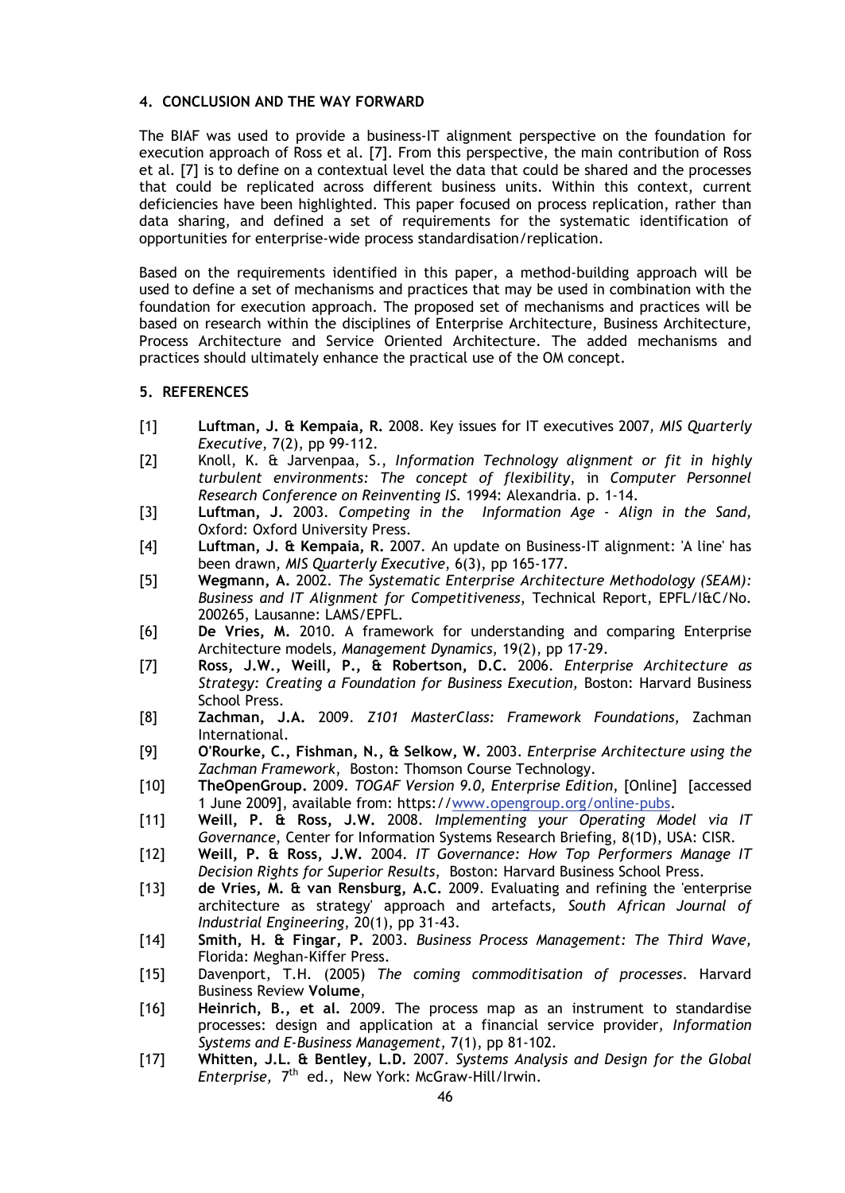## 4. CONCLUSION AND THE WAY FORWARD

The BIAF was used to provide a business-IT alignment perspective on the foundation for execution approach of Ross et al. [7]. From this perspective, the main contribution of Ross et al. [7] is to define on a contextual level the data that could be shared and the processes that could be replicated across different business units. Within this context, current deficiencies have been highlighted. This paper focused on process replication, rather than data sharing, and defined a set of requirements for the systematic identification of opportunities for enterprise-wide process standardisation/replication.

Based on the requirements identified in this paper, a method-building approach will be used to define a set of mechanisms and practices that may be used in combination with the foundation for execution approach. The proposed set of mechanisms and practices will be based on research within the disciplines of Enterprise Architecture, Business Architecture, Process Architecture and Service Oriented Architecture. The added mechanisms and practices should ultimately enhance the practical use of the OM concept.

## 5. REFERENCES

[1] **Luftman, J. & Kempaia, R.** 2008. Key issues for IT executives 2007, *MIS Quarterly Executive*, 7(2), pp 99-112.

[2] Knoll, K. & Jarvenpaa, S., *Information Technology alignment or fit in highly turbulent environments: The concept of flexibility*, in *Computer Personnel Research Conference on Reinventing IS.* 1994: Alexandria. p. 1-14.

[3] **Luftman, J.** 2003. *Competing in the Information Age - Align in the Sand,* Oxford: Oxford University Press.

[4] **Luftman, J. & Kempaia, R.** 2007. An update on Business-IT alignment: 'A line' has been drawn, *MIS Quarterly Executive*, 6(3), pp 165-177.

[5] **Wegmann, A.** 2002. *The Systematic Enterprise Architecture Methodology (SEAM): Business and IT Alignment for Competitiveness*, Technical Report, EPFL/I&C/No. 200265, Lausanne: LAMS/EPFL.

[6] **De Vries, M.** 2010. A framework for understanding and comparing Enterprise Architecture models, *Management Dynamics*, 19(2), pp 17-29.

[7] **Ross, J.W., Weill, P., & Robertson, D.C.** 2006. *Enterprise Architecture as Strategy: Creating a Foundation for Business Execution,* Boston: Harvard Business School Press.

[8] **Zachman, J.A.** 2009. *Z101 MasterClass: Framework Foundations*, Zachman International.

[9] **O'Rourke, C., Fishman, N., & Selkow, W.** 2003. *Enterprise Architecture using the Zachman Framework*, Boston: Thomson Course Technology.

[10] **TheOpenGroup.** 2009. *TOGAF Version 9.0, Enterprise Edition*, [Online] [accessed 1 June 2009], available from: https://www.opengroup.org/online-pubs.

[11] **Weill, P. & Ross, J.W.** 2008. *Implementing your Operating Model via IT Governance*, Center for Information Systems Research Briefing, 8(1D), USA: CISR.

[12] **Weill, P. & Ross, J.W.** 2004. *IT Governance: How Top Performers Manage IT Decision Rights for Superior Results*, Boston: Harvard Business School Press.

[13] **de Vries, M. & van Rensburg, A.C.** 2009. Evaluating and refining the 'enterprise architecture as strategy' approach and artefacts, *South African Journal of Industrial Engineering*, 20(1), pp 31-43.

[14] **Smith, H. & Fingar, P.** 2003. *Business Process Management: The Third Wave*, Florida: Meghan-Kiffer Press.

[15] Davenport, T.H. (2005) *The coming commoditisation of processes*. Harvard Business Review **Volume**,

[16] **Heinrich, B., et al.** 2009. The process map as an instrument to standardise processes: design and application at a financial service provider, *Information Systems and E-Business Management*, 7(1), pp 81-102.

[17] **Whitten, J.L. & Bentley, L.D.** 2007. *Systems Analysis and Design for the Global Enterprise*, 7th ed., New York: McGraw-Hill/Irwin.